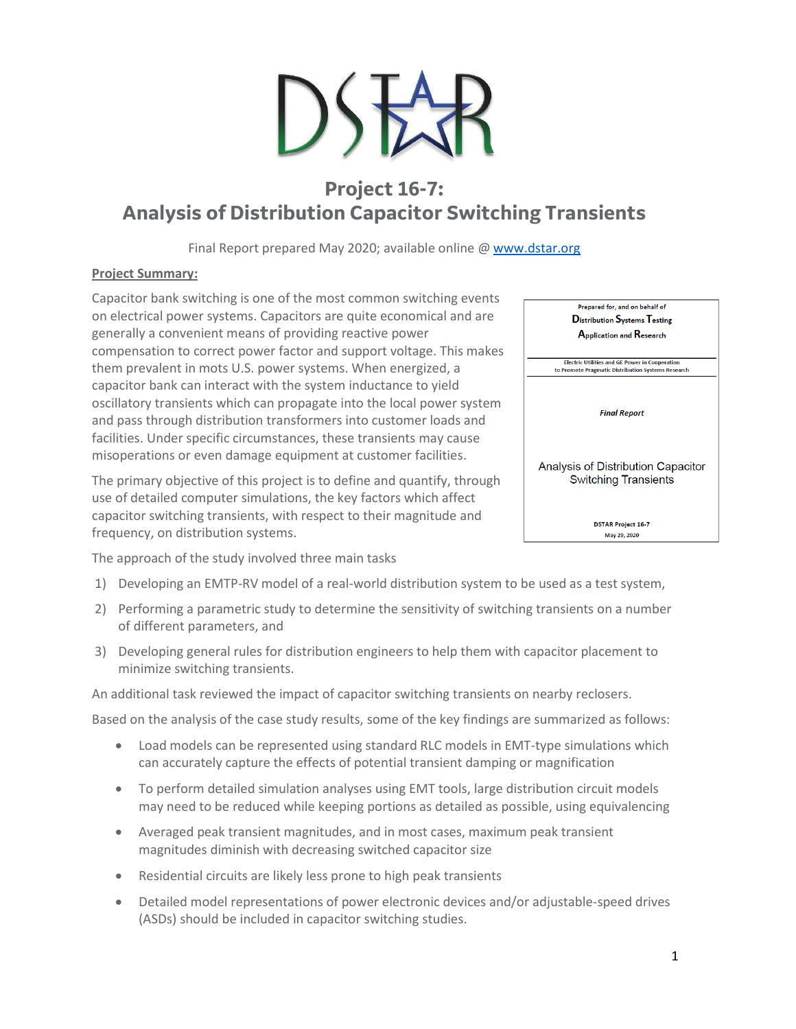# DSTAR

## Project 16-7: Analysis of Distribution Capacitor Switching Transients

Final Report prepared May 2020; available online @ [www.dstar.org](www.dstar.org)

**Project Summary:**

Capacitor bank switching is one of the most common switching events on electrical power systems. Capacitors are quite economical and are generally a convenient means of providing reactive power compensation to correct power factor and support voltage. This makes them prevalent in mots U.S. power systems. When energized, a capacitor bank can interact with the system inductance to yield oscillatory transients which can propagate into the local power system and pass through distribution transformers into customer loads and facilities. Under specific circumstances, these transients may cause misoperations or even damage equipment at customer facilities.

The primary objective of this project is to define and quantify, through use of detailed computer simulations, the key factors which affect capacitor switching transients, with respect to their magnitude and frequency, on distribution systems.

> Prepared for, and on behalf of
> Distribution Systems Testing Application and Research
>
> Electric Utilities and GE Power in Cooperation to Promote Pragmatic Distribution Systems Research
>
> *Final Report*
>
> Analysis of Distribution Capacitor Switching Transients
>
> DSTAR Project 16-7
> May 29, 2020

The approach of the study involved three main tasks

1) Developing an EMTP-RV model of a real-world distribution system to be used as a test system,
2) Performing a parametric study to determine the sensitivity of switching transients on a number of different parameters, and
3) Developing general rules for distribution engineers to help them with capacitor placement to minimize switching transients.

An additional task reviewed the impact of capacitor switching transients on nearby reclosers.

Based on the analysis of the case study results, some of the key findings are summarized as follows:

- Load models can be represented using standard RLC models in EMT-type simulations which can accurately capture the effects of potential transient damping or magnification
- To perform detailed simulation analyses using EMT tools, large distribution circuit models may need to be reduced while keeping portions as detailed as possible, using equivalencing
- Averaged peak transient magnitudes, and in most cases, maximum peak transient magnitudes diminish with decreasing switched capacitor size
- Residential circuits are likely less prone to high peak transients
- Detailed model representations of power electronic devices and/or adjustable-speed drives (ASDs) should be included in capacitor switching studies.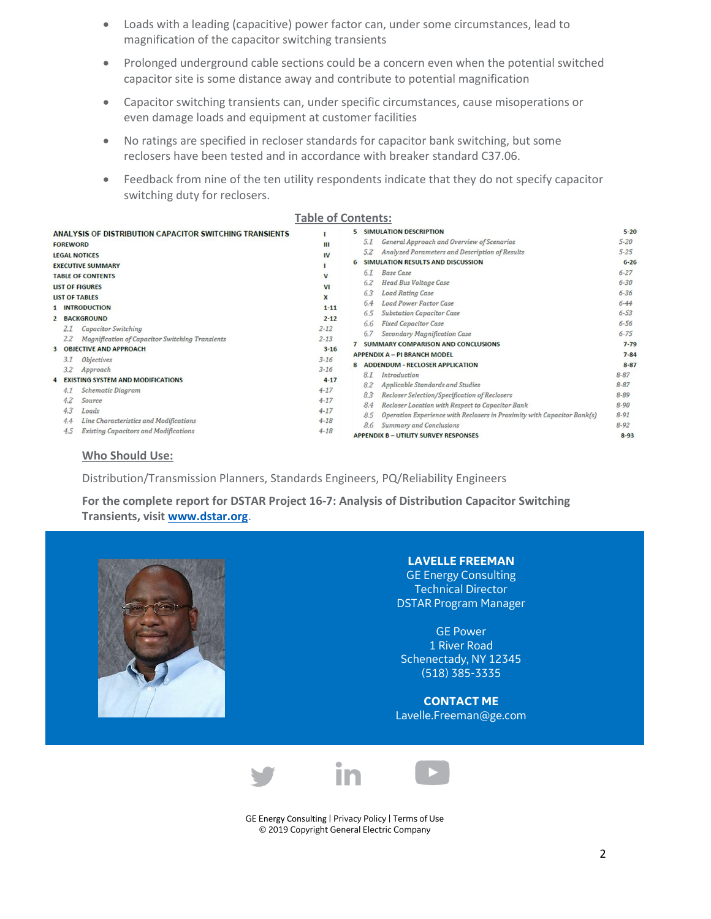- Loads with a leading (capacitive) power factor can, under some circumstances, lead to magnification of the capacitor switching transients
- Prolonged underground cable sections could be a concern even when the potential switched capacitor site is some distance away and contribute to potential magnification
- Capacitor switching transients can, under specific circumstances, cause misoperations or even damage loads and equipment at customer facilities
- No ratings are specified in recloser standards for capacitor bank switching, but some reclosers have been tested and in accordance with breaker standard C37.06.
- Feedback from nine of the ten utility respondents indicate that they do not specify capacitor switching duty for reclosers.

## Table of Contents:

| | |
|---|---|
| **ANALYSIS OF DISTRIBUTION CAPACITOR SWITCHING TRANSIENTS** | **I** |
| **FOREWORD** | **III** |
| **LEGAL NOTICES** | **IV** |
| **EXECUTIVE SUMMARY** | **I** |
| **TABLE OF CONTENTS** | **V** |
| **LIST OF FIGURES** | **VI** |
| **LIST OF TABLES** | **X** |
| **1 INTRODUCTION** | **1-11** |
| **2 BACKGROUND** | **2-12** |
| *2.1 Capacitor Switching* | *2-12* |
| *2.2 Magnification of Capacitor Switching Transients* | *2-13* |
| **3 OBJECTIVE AND APPROACH** | **3-16** |
| *3.1 Objectives* | *3-16* |
| *3.2 Approach* | *3-16* |
| **4 EXISTING SYSTEM AND MODIFICATIONS** | **4-17** |
| *4.1 Schematic Diagram* | *4-17* |
| *4.2 Source* | *4-17* |
| *4.3 Loads* | *4-17* |
| *4.4 Line Characteristics and Modifications* | *4-18* |
| *4.5 Existing Capacitors and Modifications* | *4-18* |
| **5 SIMULATION DESCRIPTION** | **5-20** |
| *5.1 General Approach and Overview of Scenarios* | *5-20* |
| *5.2 Analyzed Parameters and Description of Results* | *5-25* |
| **6 SIMULATION RESULTS AND DISCUSSION** | **6-26** |
| *6.1 Base Case* | *6-27* |
| *6.2 Head Bus Voltage Case* | *6-30* |
| *6.3 Load Rating Case* | *6-36* |
| *6.4 Load Power Factor Case* | *6-44* |
| *6.5 Substation Capacitor Case* | *6-53* |
| *6.6 Fixed Capacitor Case* | *6-56* |
| *6.7 Secondary Magnification Case* | *6-75* |
| **7 SUMMARY COMPARISON AND CONCLUSIONS** | **7-79** |
| **APPENDIX A – PI BRANCH MODEL** | **7-84** |
| **8 ADDENDUM - RECLOSER APPLICATION** | **8-87** |
| *8.1 Introduction* | *8-87* |
| *8.2 Applicable Standards and Studies* | *8-87* |
| *8.3 Recloser Selection/Specification of Reclosers* | *8-89* |
| *8.4 Recloser Location with Respect to Capacitor Bank* | *8-90* |
| *8.5 Operation Experience with Reclosers in Proximity with Capacitor Bank(s)* | *8-91* |
| *8.6 Summary and Conclusions* | *8-92* |
| **APPENDIX B – UTILITY SURVEY RESPONSES** | **8-93** |

## Who Should Use:

Distribution/Transmission Planners, Standards Engineers, PQ/Reliability Engineers

**For the complete report for DSTAR Project 16-7: Analysis of Distribution Capacitor Switching Transients, visit www.dstar.org.**

**LAVELLE FREEMAN**
GE Energy Consulting
Technical Director
DSTAR Program Manager

GE Power
1 River Road
Schenectady, NY 12345
(518) 385-3335

**CONTACT ME**
Lavelle.Freeman@ge.com

GE Energy Consulting | Privacy Policy | Terms of Use
© 2019 Copyright General Electric Company